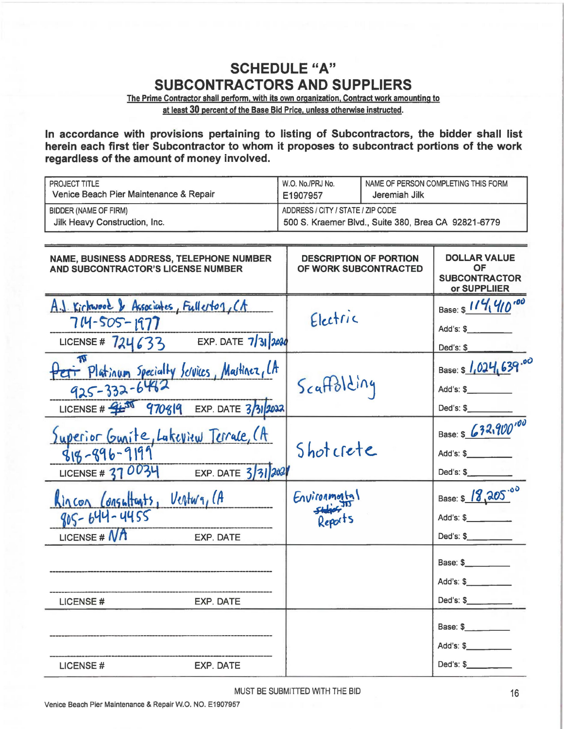# SCHEDULE "A"
# SUBCONTRACTORS AND SUPPLIERS

**The Prime Contractor shall perform, with its own organization, Contract work amounting to at least 30 percent of the Base Bid Price, unless otherwise instructed.**

**In accordance with provisions pertaining to listing of Subcontractors, the bidder shall list herein each first tier Subcontractor to whom it proposes to subcontract portions of the work regardless of the amount of money involved.**

| PROJECT TITLE | W.O. No./PRJ No. | NAME OF PERSON COMPLETING THIS FORM |
|---|---|---|
| Venice Beach Pier Maintenance & Repair | E1907957 | Jeremiah Jilk |
| BIDDER (NAME OF FIRM) | ADDRESS / CITY / STATE / ZIP CODE | |
| Jilk Heavy Construction, Inc. | 500 S. Kraemer Blvd., Suite 380, Brea CA 92821-6779 | |

| NAME, BUSINESS ADDRESS, TELEPHONE NUMBER AND SUBCONTRACTOR'S LICENSE NUMBER | DESCRIPTION OF PORTION OF WORK SUBCONTRACTED | DOLLAR VALUE OF SUBCONTRACTOR or SUPPLIIER |
|---|---|---|
| A.J. Kirkwood & Associates, Fullerton, CA<br>714-505-1977<br>LICENSE # 724633 EXP. DATE 7/31/2020 | Electric | Base: $ 114,410.00<br>Add's: $<br>Ded's: $ |
| ~~Peri~~ Platinum Specialty Services, Martinez, CA<br>925-332-6482<br>LICENSE # ~~9~~ 970819 EXP. DATE 3/31/2022 | Scaffolding | Base: $ 1,024,639.00<br>Add's: $<br>Ded's: $ |
| Superior Gunite, Lakeview Terrace, CA<br>818-896-9199<br>LICENSE # 370034 EXP. DATE 3/31/2021 | Shotcrete | Base: $ 632,900.00<br>Add's: $<br>Ded's: $ |
| Rincon Consultants, Ventura, CA<br>805-644-4455<br>LICENSE # NA EXP. DATE | Environmental ~~Studies~~ Reports | Base: $ 18,205.00<br>Add's: $<br>Ded's: $ |
| LICENSE # EXP. DATE | | Base: $<br>Add's: $<br>Ded's: $ |
| LICENSE # EXP. DATE | | Base: $<br>Add's: $<br>Ded's: $ |

MUST BE SUBMITTED WITH THE BID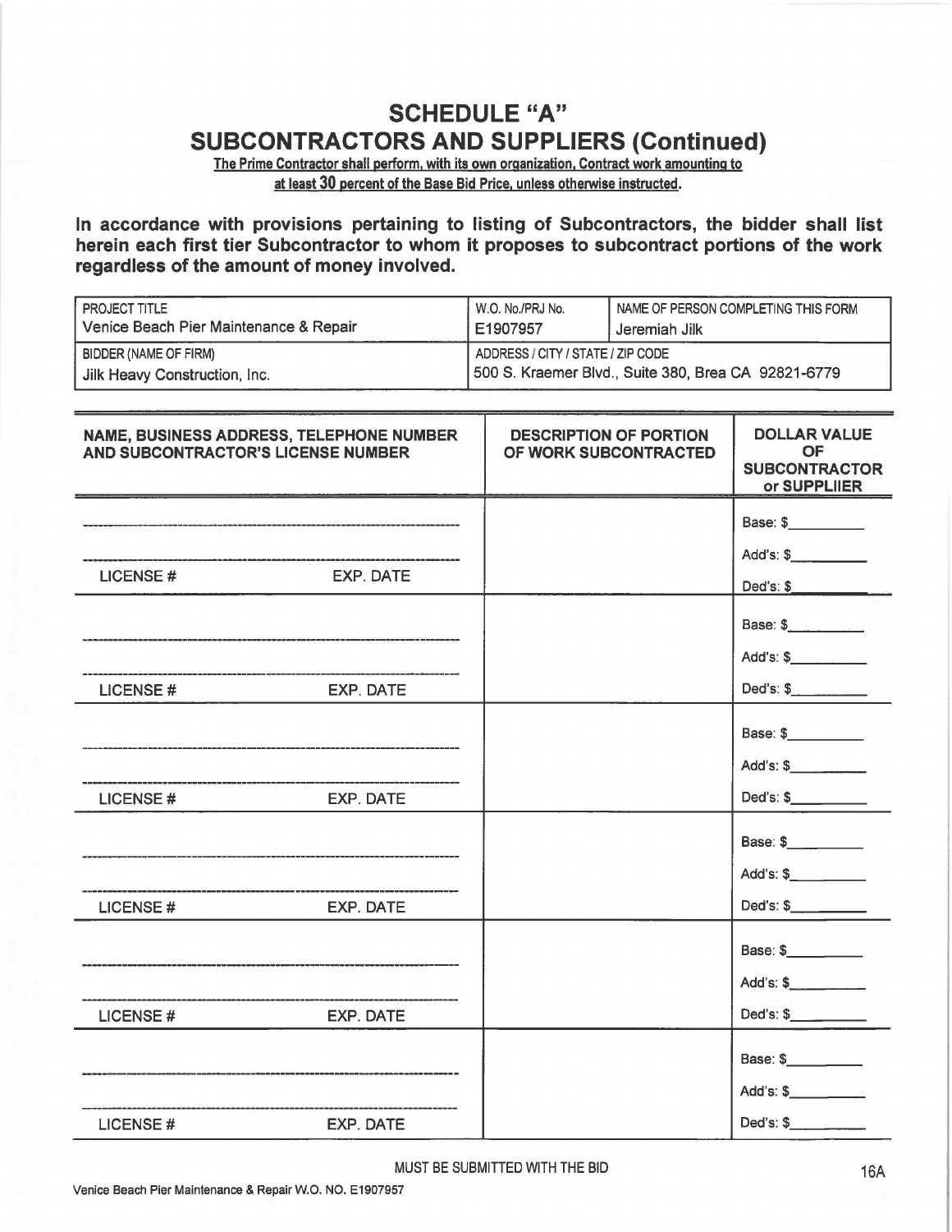# SCHEDULE "A"
# SUBCONTRACTORS AND SUPPLIERS (Continued)

**The Prime Contractor shall perform, with its own organization, Contract work amounting to at least 30 percent of the Base Bid Price, unless otherwise instructed.**

**In accordance with provisions pertaining to listing of Subcontractors, the bidder shall list herein each first tier Subcontractor to whom it proposes to subcontract portions of the work regardless of the amount of money involved.**

| PROJECT TITLE | W.O. No./PRJ No. | NAME OF PERSON COMPLETING THIS FORM |
|---|---|---|
| Venice Beach Pier Maintenance & Repair | E1907957 | Jeremiah Jilk |
| BIDDER (NAME OF FIRM) | ADDRESS / CITY / STATE / ZIP CODE | |
| Jilk Heavy Construction, Inc. | 500 S. Kraemer Blvd., Suite 380, Brea CA 92821-6779 | |

| NAME, BUSINESS ADDRESS, TELEPHONE NUMBER AND SUBCONTRACTOR'S LICENSE NUMBER | DESCRIPTION OF PORTION OF WORK SUBCONTRACTED | DOLLAR VALUE OF SUBCONTRACTOR or SUPPLIIER |
|---|---|---|
| LICENSE # EXP. DATE | | Base: $ Add's: $ Ded's: $ |
| LICENSE # EXP. DATE | | Base: $ Add's: $ Ded's: $ |
| LICENSE # EXP. DATE | | Base: $ Add's: $ Ded's: $ |
| LICENSE # EXP. DATE | | Base: $ Add's: $ Ded's: $ |
| LICENSE # EXP. DATE | | Base: $ Add's: $ Ded's: $ |
| LICENSE # EXP. DATE | | Base: $ Add's: $ Ded's: $ |

MUST BE SUBMITTED WITH THE BID